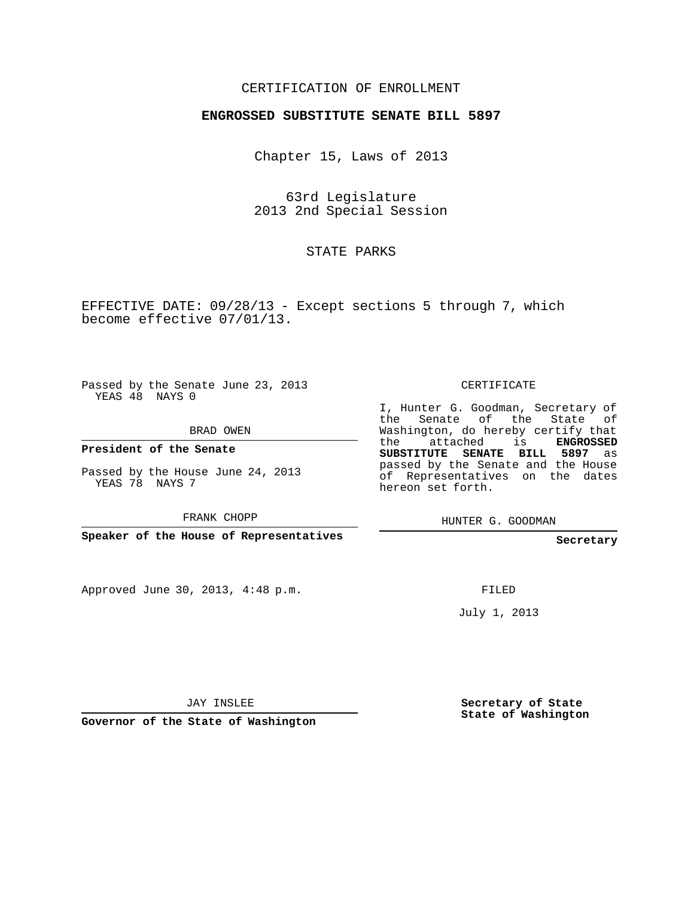CERTIFICATION OF ENROLLMENT

**ENGROSSED SUBSTITUTE SENATE BILL 5897**

Chapter 15, Laws of 2013

63rd Legislature
2013 2nd Special Session

STATE PARKS

EFFECTIVE DATE: 09/28/13 - Except sections 5 through 7, which become effective 07/01/13.

Passed by the Senate June 23, 2013
YEAS 48 NAYS 0

BRAD OWEN

**President of the Senate**

Passed by the House June 24, 2013
YEAS 78 NAYS 7

FRANK CHOPP

**Speaker of the House of Representatives**

CERTIFICATE

I, Hunter G. Goodman, Secretary of the Senate of the State of Washington, do hereby certify that the attached is **ENGROSSED SUBSTITUTE SENATE BILL 5897** as passed by the Senate and the House of Representatives on the dates hereon set forth.

HUNTER G. GOODMAN

**Secretary**

Approved June 30, 2013, 4:48 p.m.

FILED

July 1, 2013

JAY INSLEE

**Governor of the State of Washington**

**Secretary of State**
**State of Washington**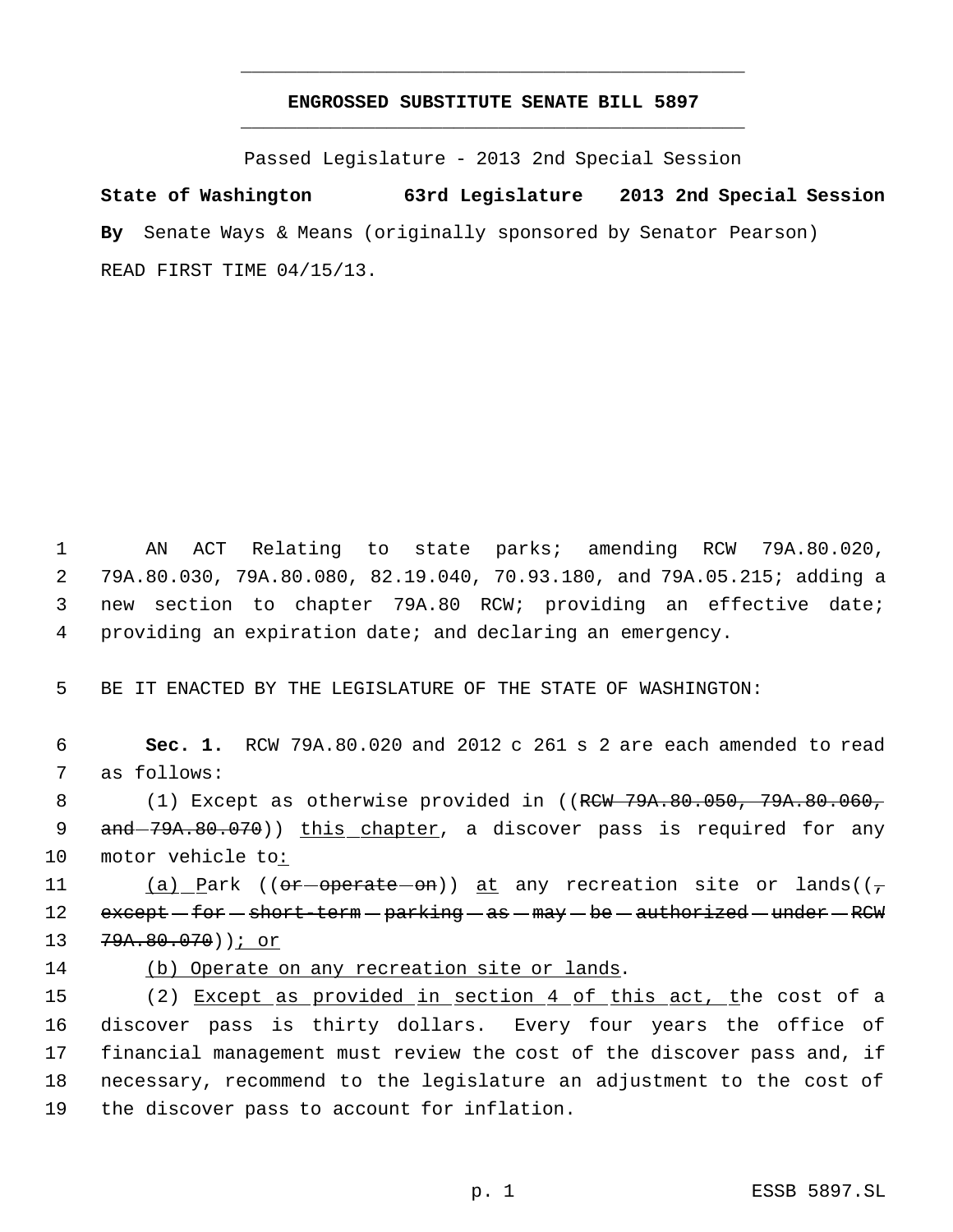**ENGROSSED SUBSTITUTE SENATE BILL 5897**

Passed Legislature - 2013 2nd Special Session

**State of Washington 63rd Legislature 2013 2nd Special Session**

**By** Senate Ways & Means (originally sponsored by Senator Pearson)

READ FIRST TIME 04/15/13.

1 AN ACT Relating to state parks; amending RCW 79A.80.020,
2 79A.80.030, 79A.80.080, 82.19.040, 70.93.180, and 79A.05.215; adding a
3 new section to chapter 79A.80 RCW; providing an effective date;
4 providing an expiration date; and declaring an emergency.

5 BE IT ENACTED BY THE LEGISLATURE OF THE STATE OF WASHINGTON:

6 **Sec. 1.** RCW 79A.80.020 and 2012 c 261 s 2 are each amended to read
7 as follows:
8 (1) Except as otherwise provided in ((~~RCW 79A.80.050, 79A.80.060,~~
9 ~~and 79A.80.070~~)) <u>this chapter</u>, a discover pass is required for any
10 motor vehicle to<u>:</u>
11 <u>(a)</u> <u>P</u>ark ((~~or operate on~~)) <u>at</u> any recreation site or lands((~~,~~
12 ~~except for short-term parking as may be authorized under RCW~~
13 ~~79A.80.070~~))<u>; or</u>
14 <u>(b) Operate on any recreation site or lands</u>.
15 (2) <u>Except as provided in section 4 of this act, t</u>he cost of a
16 discover pass is thirty dollars. Every four years the office of
17 financial management must review the cost of the discover pass and, if
18 necessary, recommend to the legislature an adjustment to the cost of
19 the discover pass to account for inflation.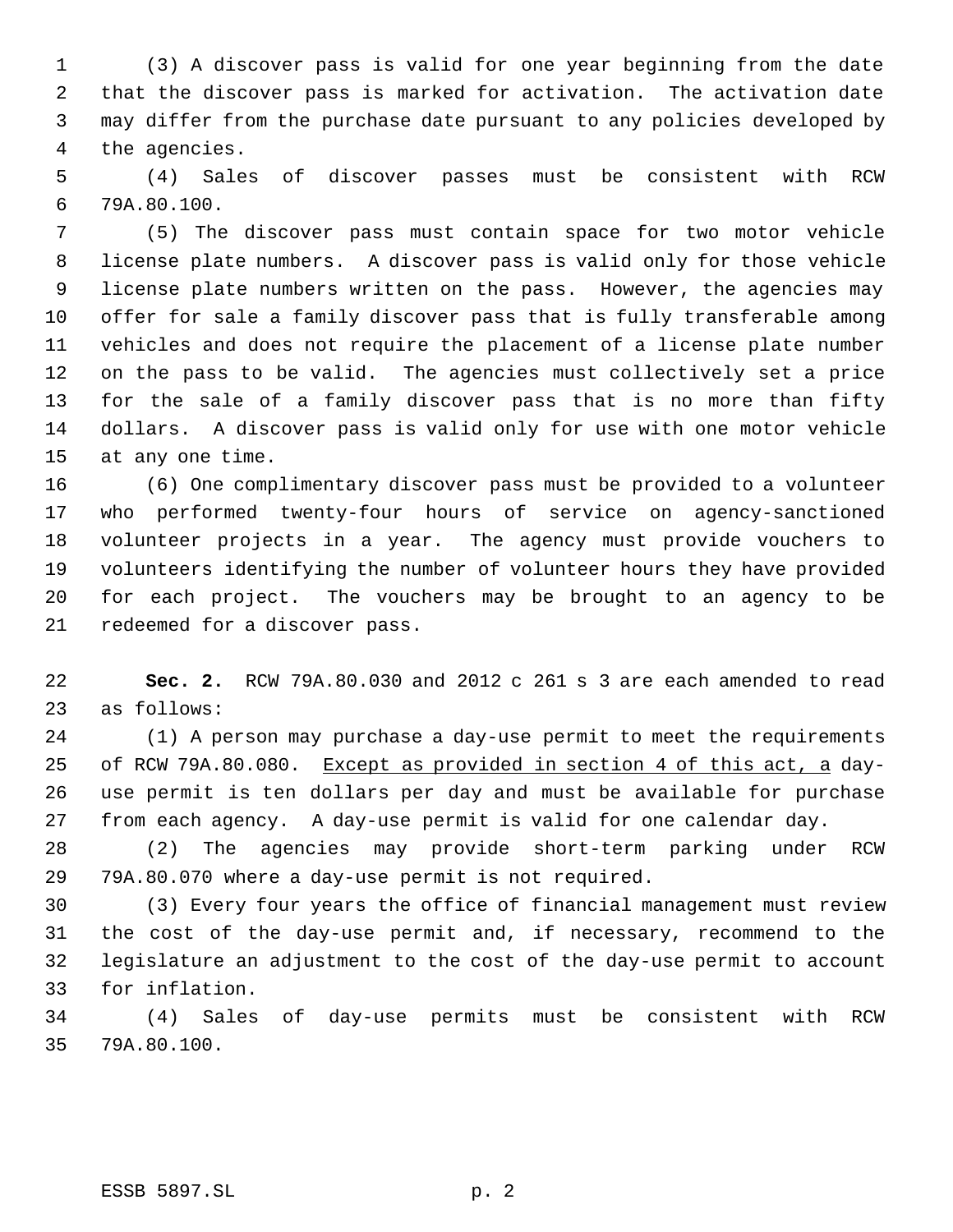(3) A discover pass is valid for one year beginning from the date that the discover pass is marked for activation. The activation date may differ from the purchase date pursuant to any policies developed by the agencies.

(4) Sales of discover passes must be consistent with RCW 79A.80.100.

(5) The discover pass must contain space for two motor vehicle license plate numbers. A discover pass is valid only for those vehicle license plate numbers written on the pass. However, the agencies may offer for sale a family discover pass that is fully transferable among vehicles and does not require the placement of a license plate number on the pass to be valid. The agencies must collectively set a price for the sale of a family discover pass that is no more than fifty dollars. A discover pass is valid only for use with one motor vehicle at any one time.

(6) One complimentary discover pass must be provided to a volunteer who performed twenty-four hours of service on agency-sanctioned volunteer projects in a year. The agency must provide vouchers to volunteers identifying the number of volunteer hours they have provided for each project. The vouchers may be brought to an agency to be redeemed for a discover pass.

**Sec. 2.** RCW 79A.80.030 and 2012 c 261 s 3 are each amended to read as follows:

(1) A person may purchase a day-use permit to meet the requirements of RCW 79A.80.080. <u>Except as provided in section 4 of this act, a</u> day-use permit is ten dollars per day and must be available for purchase from each agency. A day-use permit is valid for one calendar day.

(2) The agencies may provide short-term parking under RCW 79A.80.070 where a day-use permit is not required.

(3) Every four years the office of financial management must review the cost of the day-use permit and, if necessary, recommend to the legislature an adjustment to the cost of the day-use permit to account for inflation.

(4) Sales of day-use permits must be consistent with RCW 79A.80.100.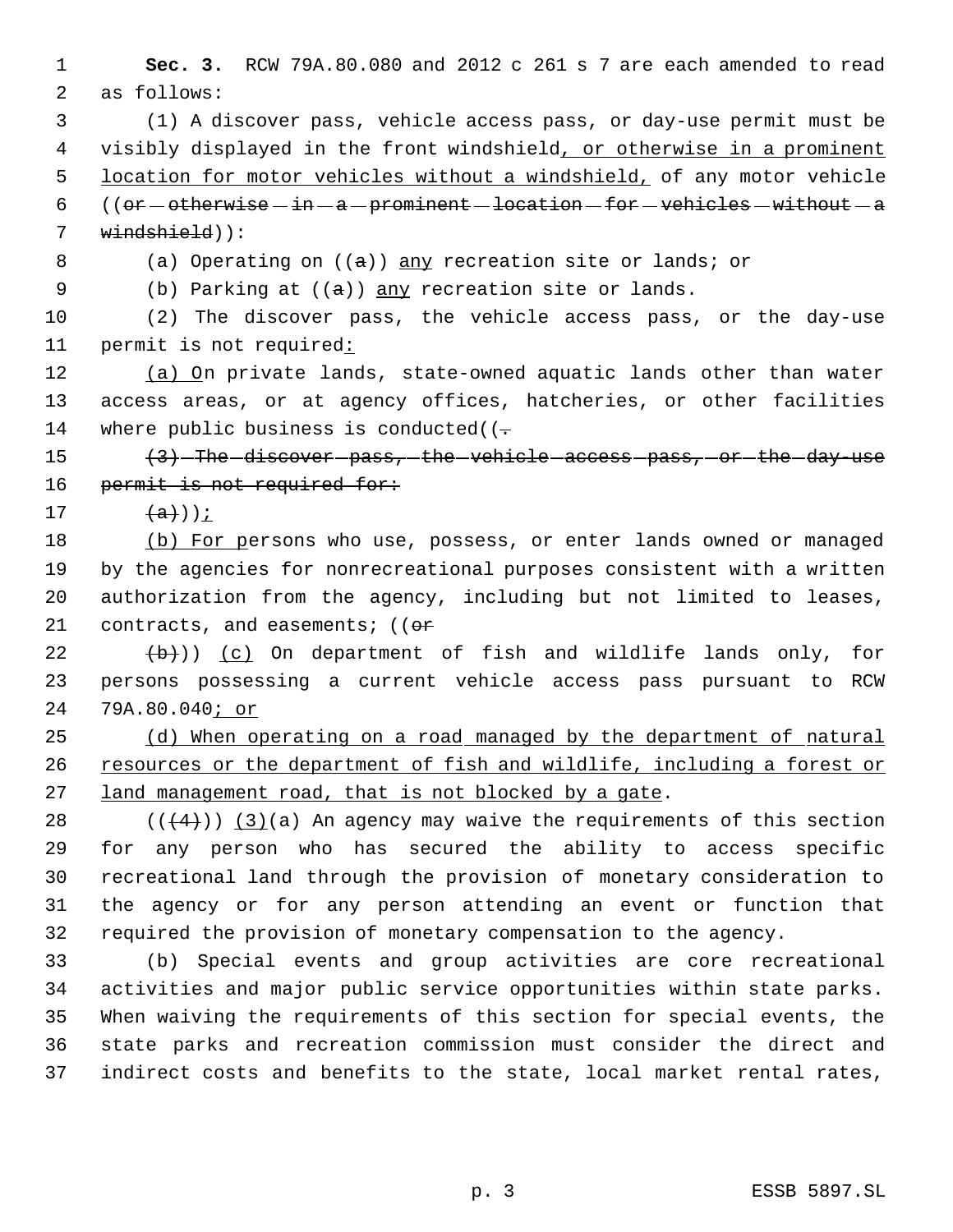**Sec. 3.** RCW 79A.80.080 and 2012 c 261 s 7 are each amended to read as follows:

(1) A discover pass, vehicle access pass, or day-use permit must be visibly displayed in the front windshield, or otherwise in a prominent location for motor vehicles without a windshield, of any motor vehicle ((~~or otherwise in a prominent location for vehicles without a windshield~~)):

(a) Operating on ((~~a~~)) any recreation site or lands; or

(b) Parking at ((~~a~~)) any recreation site or lands.

(2) The discover pass, the vehicle access pass, or the day-use permit is not required:

(a) On private lands, state-owned aquatic lands other than water access areas, or at agency offices, hatcheries, or other facilities where public business is conducted((~~.~~

~~(3) The discover pass, the vehicle access pass, or the day-use permit is not required for:~~

~~(a)~~));

(b) For persons who use, possess, or enter lands owned or managed by the agencies for nonrecreational purposes consistent with a written authorization from the agency, including but not limited to leases, contracts, and easements; ((~~or~~

~~(b)~~)) (c) On department of fish and wildlife lands only, for persons possessing a current vehicle access pass pursuant to RCW 79A.80.040; or

(d) When operating on a road managed by the department of natural resources or the department of fish and wildlife, including a forest or land management road, that is not blocked by a gate.

((~~(4)~~)) (3)(a) An agency may waive the requirements of this section for any person who has secured the ability to access specific recreational land through the provision of monetary consideration to the agency or for any person attending an event or function that required the provision of monetary compensation to the agency.

(b) Special events and group activities are core recreational activities and major public service opportunities within state parks. When waiving the requirements of this section for special events, the state parks and recreation commission must consider the direct and indirect costs and benefits to the state, local market rental rates,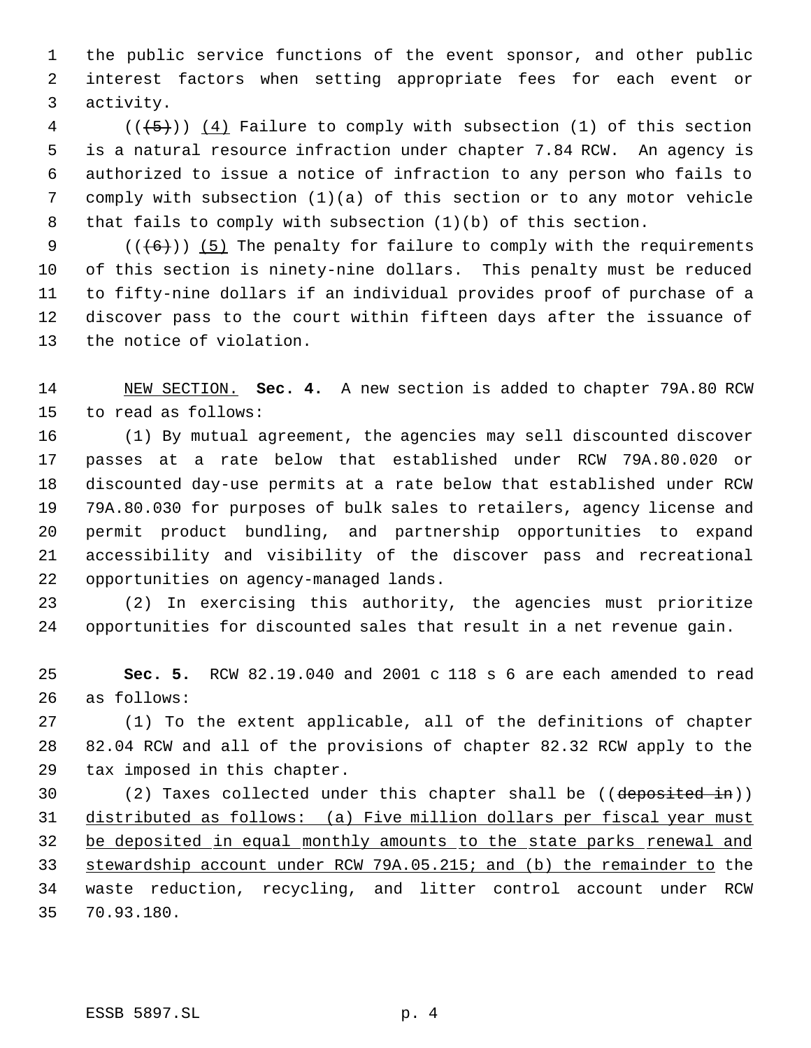the public service functions of the event sponsor, and other public interest factors when setting appropriate fees for each event or activity.

((~~(5)~~)) <u>(4)</u> Failure to comply with subsection (1) of this section is a natural resource infraction under chapter 7.84 RCW. An agency is authorized to issue a notice of infraction to any person who fails to comply with subsection (1)(a) of this section or to any motor vehicle that fails to comply with subsection (1)(b) of this section.

((~~(6)~~)) <u>(5)</u> The penalty for failure to comply with the requirements of this section is ninety-nine dollars. This penalty must be reduced to fifty-nine dollars if an individual provides proof of purchase of a discover pass to the court within fifteen days after the issuance of the notice of violation.

<u>NEW SECTION.</u> **Sec. 4.** A new section is added to chapter 79A.80 RCW to read as follows:

(1) By mutual agreement, the agencies may sell discounted discover passes at a rate below that established under RCW 79A.80.020 or discounted day-use permits at a rate below that established under RCW 79A.80.030 for purposes of bulk sales to retailers, agency license and permit product bundling, and partnership opportunities to expand accessibility and visibility of the discover pass and recreational opportunities on agency-managed lands.

(2) In exercising this authority, the agencies must prioritize opportunities for discounted sales that result in a net revenue gain.

**Sec. 5.** RCW 82.19.040 and 2001 c 118 s 6 are each amended to read as follows:

(1) To the extent applicable, all of the definitions of chapter 82.04 RCW and all of the provisions of chapter 82.32 RCW apply to the tax imposed in this chapter.

(2) Taxes collected under this chapter shall be ((~~deposited in~~)) <u>distributed as follows: (a) Five million dollars per fiscal year must be deposited in equal monthly amounts to the state parks renewal and stewardship account under RCW 79A.05.215; and (b) the remainder to</u> the waste reduction, recycling, and litter control account under RCW 70.93.180.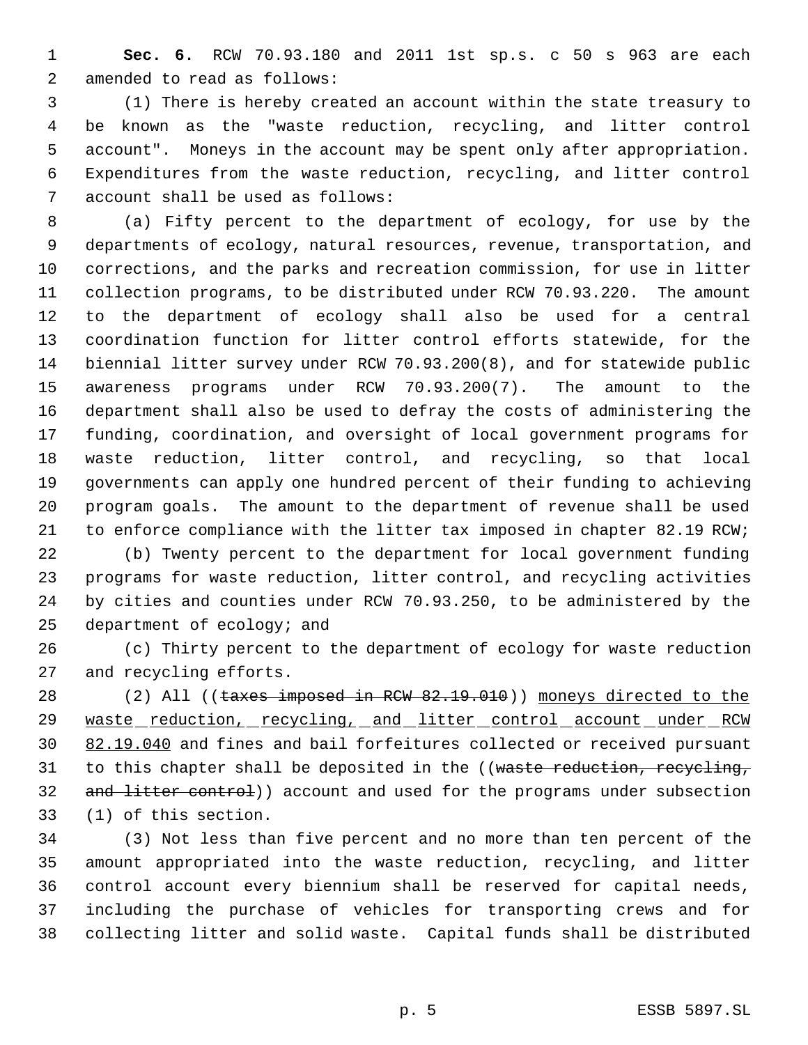**Sec. 6.** RCW 70.93.180 and 2011 1st sp.s. c 50 s 963 are each amended to read as follows:

(1) There is hereby created an account within the state treasury to be known as the "waste reduction, recycling, and litter control account". Moneys in the account may be spent only after appropriation. Expenditures from the waste reduction, recycling, and litter control account shall be used as follows:

(a) Fifty percent to the department of ecology, for use by the departments of ecology, natural resources, revenue, transportation, and corrections, and the parks and recreation commission, for use in litter collection programs, to be distributed under RCW 70.93.220. The amount to the department of ecology shall also be used for a central coordination function for litter control efforts statewide, for the biennial litter survey under RCW 70.93.200(8), and for statewide public awareness programs under RCW 70.93.200(7). The amount to the department shall also be used to defray the costs of administering the funding, coordination, and oversight of local government programs for waste reduction, litter control, and recycling, so that local governments can apply one hundred percent of their funding to achieving program goals. The amount to the department of revenue shall be used to enforce compliance with the litter tax imposed in chapter 82.19 RCW;

(b) Twenty percent to the department for local government funding programs for waste reduction, litter control, and recycling activities by cities and counties under RCW 70.93.250, to be administered by the department of ecology; and

(c) Thirty percent to the department of ecology for waste reduction and recycling efforts.

(2) All ((~~taxes imposed in RCW 82.19.010~~)) <u>moneys directed to the waste reduction, recycling, and litter control account under RCW 82.19.040</u> and fines and bail forfeitures collected or received pursuant to this chapter shall be deposited in the ((~~waste reduction, recycling, and litter control~~)) account and used for the programs under subsection (1) of this section.

(3) Not less than five percent and no more than ten percent of the amount appropriated into the waste reduction, recycling, and litter control account every biennium shall be reserved for capital needs, including the purchase of vehicles for transporting crews and for collecting litter and solid waste. Capital funds shall be distributed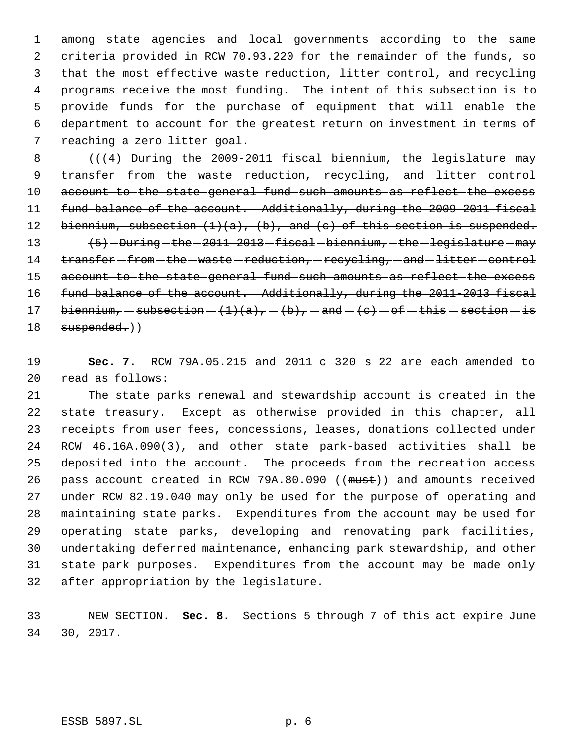among state agencies and local governments according to the same criteria provided in RCW 70.93.220 for the remainder of the funds, so that the most effective waste reduction, litter control, and recycling programs receive the most funding. The intent of this subsection is to provide funds for the purchase of equipment that will enable the department to account for the greatest return on investment in terms of reaching a zero litter goal.

(( ~~(4) During the 2009-2011 fiscal biennium, the legislature may transfer from the waste reduction, recycling, and litter control account to the state general fund such amounts as reflect the excess fund balance of the account. Additionally, during the 2009-2011 fiscal biennium, subsection (1)(a), (b), and (c) of this section is suspended.~~

~~(5) During the 2011-2013 fiscal biennium, the legislature may transfer from the waste reduction, recycling, and litter control account to the state general fund such amounts as reflect the excess fund balance of the account. Additionally, during the 2011-2013 fiscal biennium, subsection (1)(a), (b), and (c) of this section is suspended.~~))

**Sec. 7.** RCW 79A.05.215 and 2011 c 320 s 22 are each amended to read as follows:

The state parks renewal and stewardship account is created in the state treasury. Except as otherwise provided in this chapter, all receipts from user fees, concessions, leases, donations collected under RCW 46.16A.090(3), and other state park-based activities shall be deposited into the account. The proceeds from the recreation access pass account created in RCW 79A.80.090 ((~~must~~)) <u>and amounts received under RCW 82.19.040 may only</u> be used for the purpose of operating and maintaining state parks. Expenditures from the account may be used for operating state parks, developing and renovating park facilities, undertaking deferred maintenance, enhancing park stewardship, and other state park purposes. Expenditures from the account may be made only after appropriation by the legislature.

<u>NEW SECTION.</u> **Sec. 8.** Sections 5 through 7 of this act expire June 30, 2017.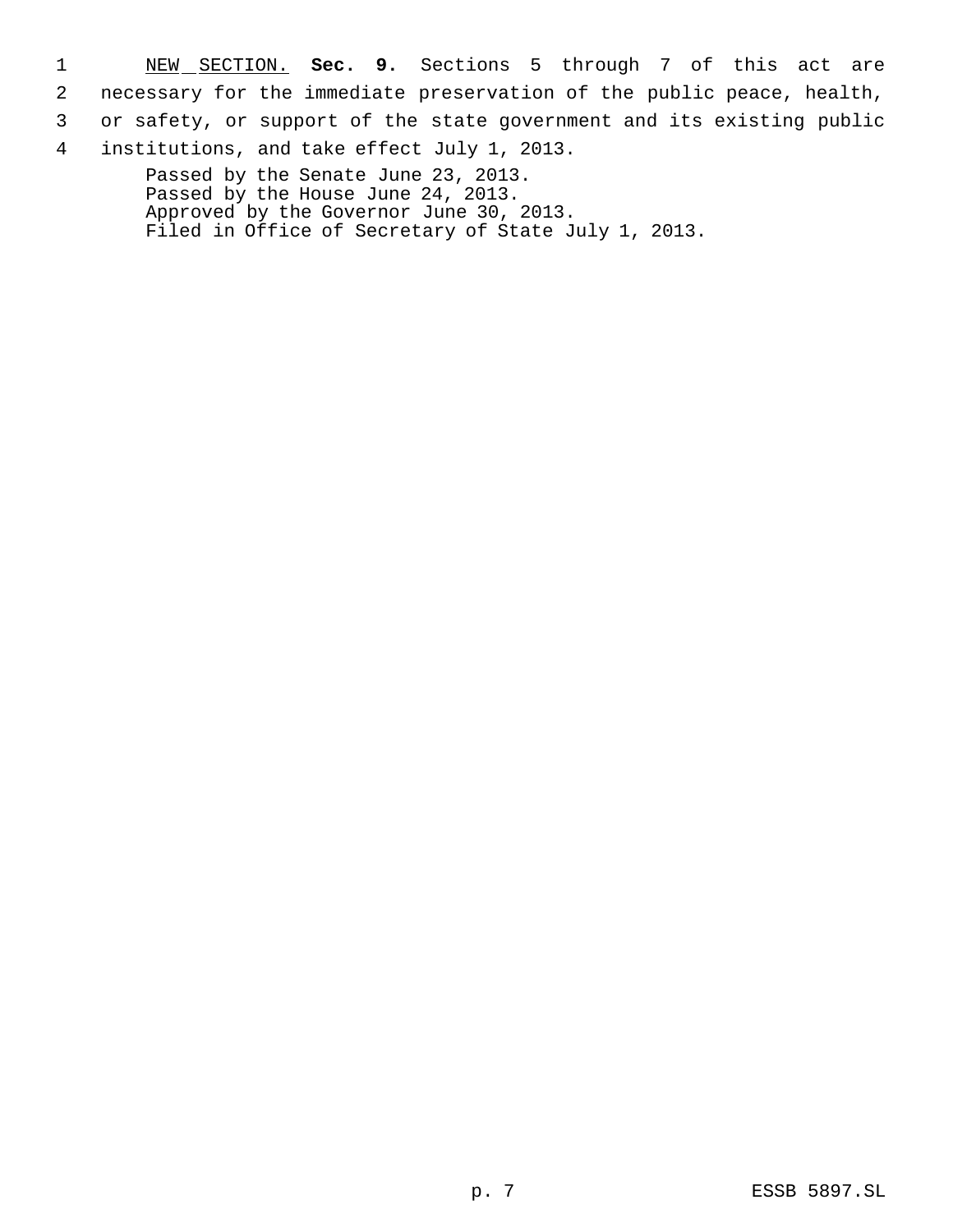NEW SECTION. **Sec. 9.** Sections 5 through 7 of this act are necessary for the immediate preservation of the public peace, health, or safety, or support of the state government and its existing public institutions, and take effect July 1, 2013.

Passed by the Senate June 23, 2013.
Passed by the House June 24, 2013.
Approved by the Governor June 30, 2013.
Filed in Office of Secretary of State July 1, 2013.